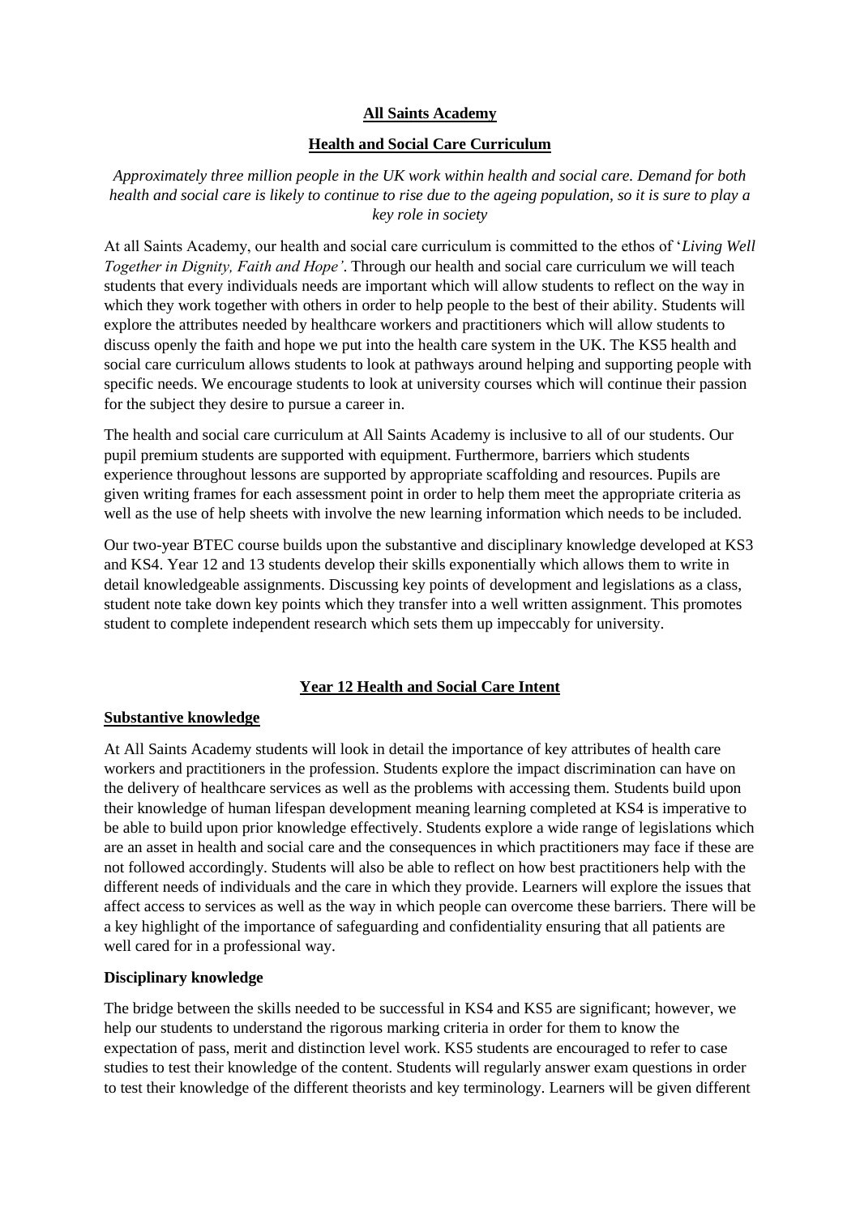# All Saints Academy

## Health and Social Care Curriculum

*Approximately three million people in the UK work within health and social care. Demand for both health and social care is likely to continue to rise due to the ageing population, so it is sure to play a key role in society*

At all Saints Academy, our health and social care curriculum is committed to the ethos of '*Living Well Together in Dignity, Faith and Hope'*. Through our health and social care curriculum we will teach students that every individuals needs are important which will allow students to reflect on the way in which they work together with others in order to help people to the best of their ability. Students will explore the attributes needed by healthcare workers and practitioners which will allow students to discuss openly the faith and hope we put into the health care system in the UK. The KS5 health and social care curriculum allows students to look at pathways around helping and supporting people with specific needs. We encourage students to look at university courses which will continue their passion for the subject they desire to pursue a career in.

The health and social care curriculum at All Saints Academy is inclusive to all of our students. Our pupil premium students are supported with equipment. Furthermore, barriers which students experience throughout lessons are supported by appropriate scaffolding and resources. Pupils are given writing frames for each assessment point in order to help them meet the appropriate criteria as well as the use of help sheets with involve the new learning information which needs to be included.

Our two-year BTEC course builds upon the substantive and disciplinary knowledge developed at KS3 and KS4. Year 12 and 13 students develop their skills exponentially which allows them to write in detail knowledgeable assignments. Discussing key points of development and legislations as a class, student note take down key points which they transfer into a well written assignment. This promotes student to complete independent research which sets them up impeccably for university.

## Year 12 Health and Social Care Intent

### Substantive knowledge

At All Saints Academy students will look in detail the importance of key attributes of health care workers and practitioners in the profession. Students explore the impact discrimination can have on the delivery of healthcare services as well as the problems with accessing them. Students build upon their knowledge of human lifespan development meaning learning completed at KS4 is imperative to be able to build upon prior knowledge effectively. Students explore a wide range of legislations which are an asset in health and social care and the consequences in which practitioners may face if these are not followed accordingly. Students will also be able to reflect on how best practitioners help with the different needs of individuals and the care in which they provide. Learners will explore the issues that affect access to services as well as the way in which people can overcome these barriers. There will be a key highlight of the importance of safeguarding and confidentiality ensuring that all patients are well cared for in a professional way.

### Disciplinary knowledge

The bridge between the skills needed to be successful in KS4 and KS5 are significant; however, we help our students to understand the rigorous marking criteria in order for them to know the expectation of pass, merit and distinction level work. KS5 students are encouraged to refer to case studies to test their knowledge of the content. Students will regularly answer exam questions in order to test their knowledge of the different theorists and key terminology. Learners will be given different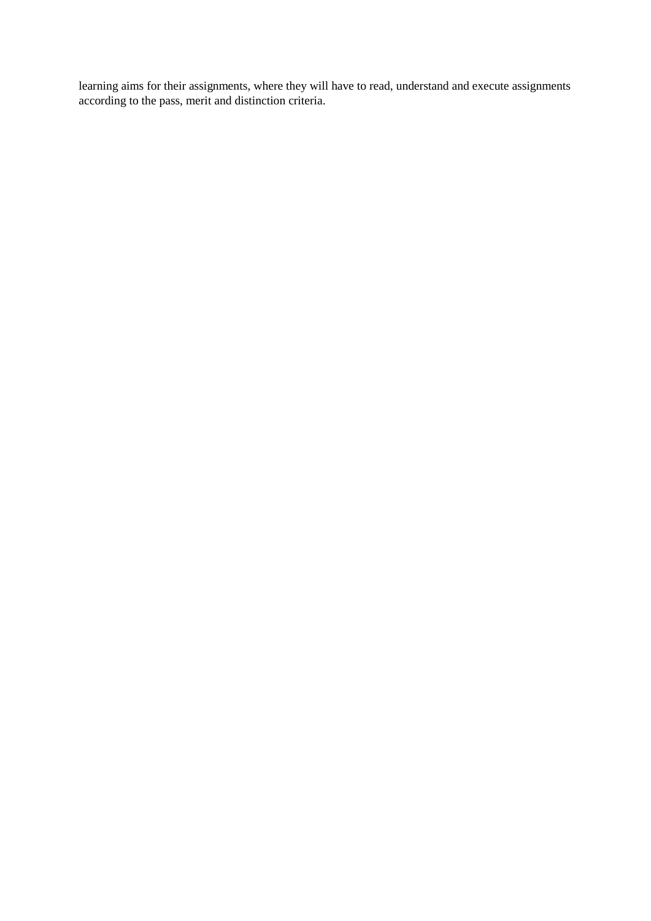learning aims for their assignments, where they will have to read, understand and execute assignments according to the pass, merit and distinction criteria.